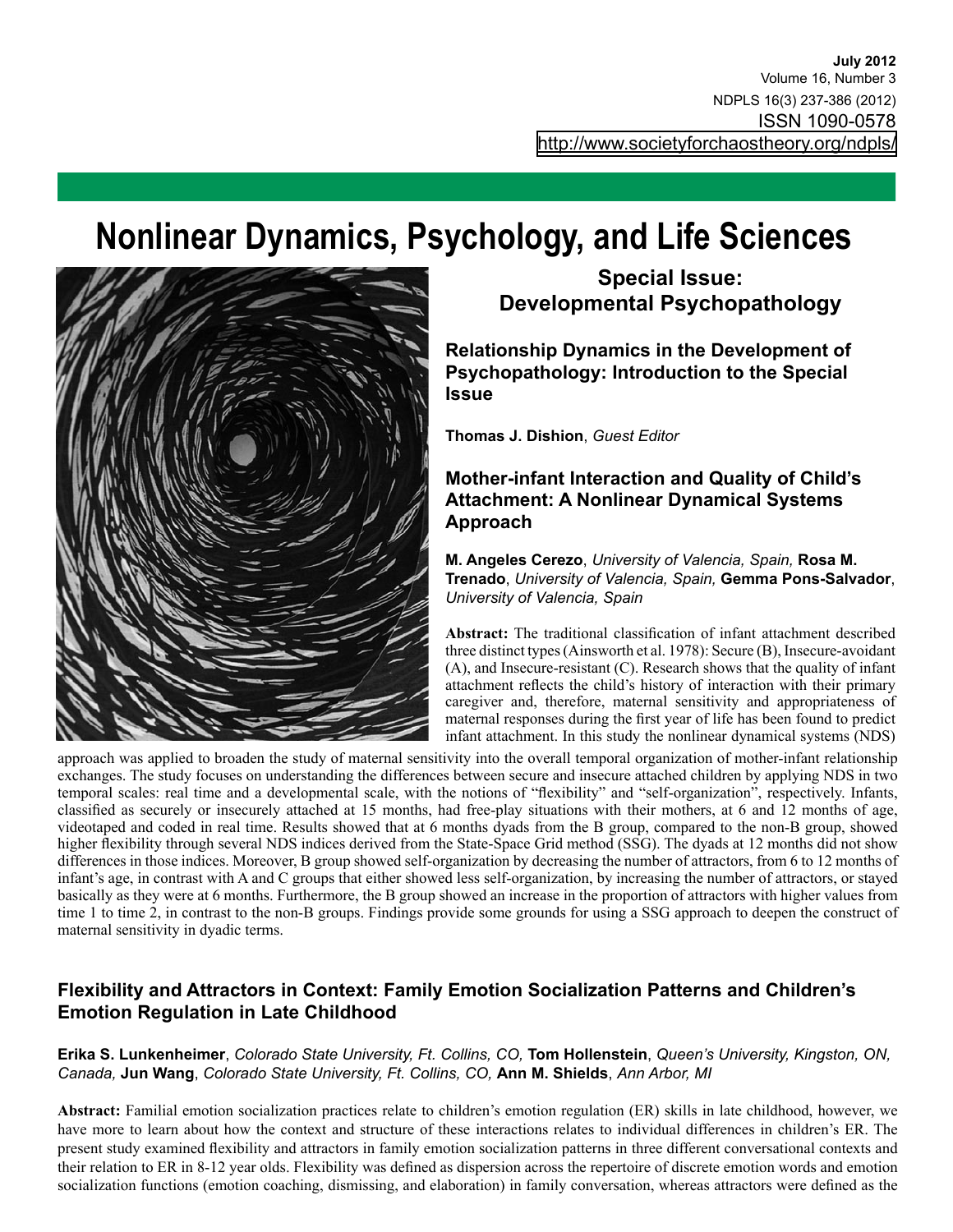July 2012
Volume 16, Number 3
NDPLS 16(3) 237-386 (2012)
ISSN 1090-0578
http://www.societyforchaostheory.org/ndpls/

# Nonlinear Dynamics, Psychology, and Life Sciences

## Special Issue: Developmental Psychopathology

### Relationship Dynamics in the Development of Psychopathology: Introduction to the Special Issue

**Thomas J. Dishion**, *Guest Editor*

### Mother-infant Interaction and Quality of Child's Attachment: A Nonlinear Dynamical Systems Approach

**M. Angeles Cerezo**, *University of Valencia, Spain,* **Rosa M. Trenado**, *University of Valencia, Spain,* **Gemma Pons-Salvador**, *University of Valencia, Spain*

**Abstract:** The traditional classification of infant attachment described three distinct types (Ainsworth et al. 1978): Secure (B), Insecure-avoidant (A), and Insecure-resistant (C). Research shows that the quality of infant attachment reflects the child's history of interaction with their primary caregiver and, therefore, maternal sensitivity and appropriateness of maternal responses during the first year of life has been found to predict infant attachment. In this study the nonlinear dynamical systems (NDS) approach was applied to broaden the study of maternal sensitivity into the overall temporal organization of mother-infant relationship exchanges. The study focuses on understanding the differences between secure and insecure attached children by applying NDS in two temporal scales: real time and a developmental scale, with the notions of "flexibility" and "self-organization", respectively. Infants, classified as securely or insecurely attached at 15 months, had free-play situations with their mothers, at 6 and 12 months of age, videotaped and coded in real time. Results showed that at 6 months dyads from the B group, compared to the non-B group, showed higher flexibility through several NDS indices derived from the State-Space Grid method (SSG). The dyads at 12 months did not show differences in those indices. Moreover, B group showed self-organization by decreasing the number of attractors, from 6 to 12 months of infant's age, in contrast with A and C groups that either showed less self-organization, by increasing the number of attractors, or stayed basically as they were at 6 months. Furthermore, the B group showed an increase in the proportion of attractors with higher values from time 1 to time 2, in contrast to the non-B groups. Findings provide some grounds for using a SSG approach to deepen the construct of maternal sensitivity in dyadic terms.

### Flexibility and Attractors in Context: Family Emotion Socialization Patterns and Children's Emotion Regulation in Late Childhood

**Erika S. Lunkenheimer**, *Colorado State University, Ft. Collins, CO,* **Tom Hollenstein**, *Queen's University, Kingston, ON, Canada,* **Jun Wang**, *Colorado State University, Ft. Collins, CO,* **Ann M. Shields**, *Ann Arbor, MI*

**Abstract:** Familial emotion socialization practices relate to children's emotion regulation (ER) skills in late childhood, however, we have more to learn about how the context and structure of these interactions relates to individual differences in children's ER. The present study examined flexibility and attractors in family emotion socialization patterns in three different conversational contexts and their relation to ER in 8-12 year olds. Flexibility was defined as dispersion across the repertoire of discrete emotion words and emotion socialization functions (emotion coaching, dismissing, and elaboration) in family conversation, whereas attractors were defined as the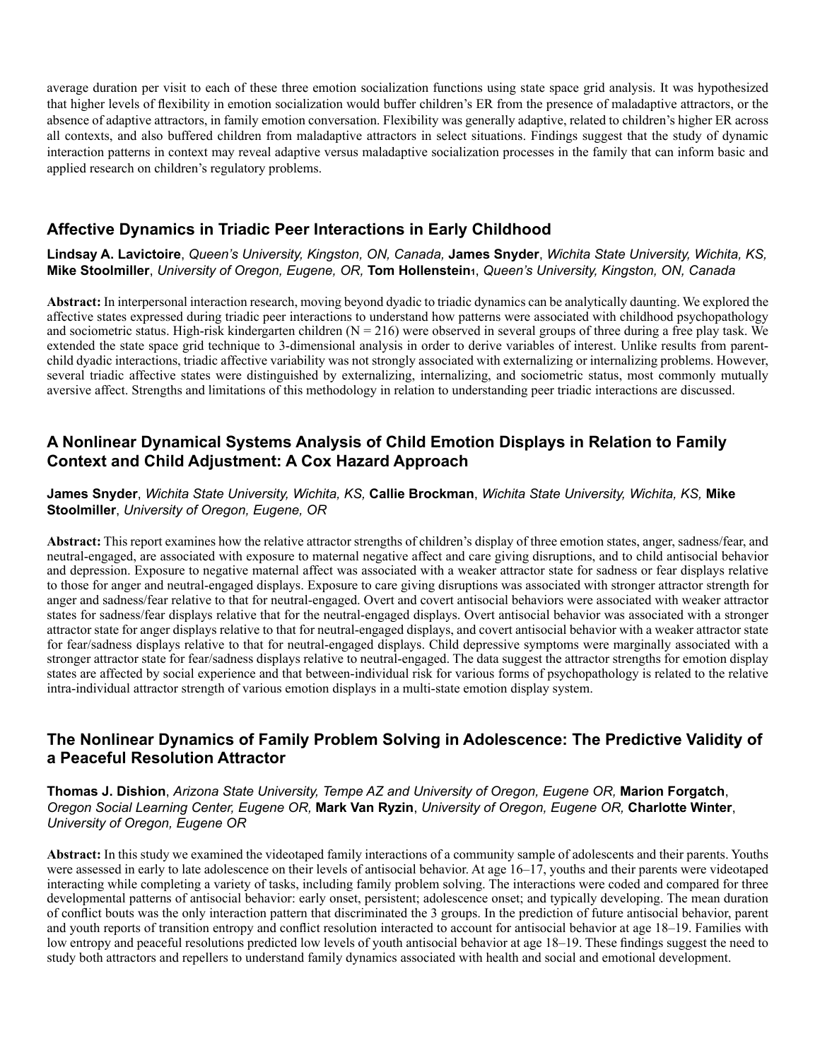average duration per visit to each of these three emotion socialization functions using state space grid analysis. It was hypothesized that higher levels of flexibility in emotion socialization would buffer children's ER from the presence of maladaptive attractors, or the absence of adaptive attractors, in family emotion conversation. Flexibility was generally adaptive, related to children's higher ER across all contexts, and also buffered children from maladaptive attractors in select situations. Findings suggest that the study of dynamic interaction patterns in context may reveal adaptive versus maladaptive socialization processes in the family that can inform basic and applied research on children's regulatory problems.

## Affective Dynamics in Triadic Peer Interactions in Early Childhood

**Lindsay A. Lavictoire**, *Queen's University, Kingston, ON, Canada,* **James Snyder**, *Wichita State University, Wichita, KS,* **Mike Stoolmiller**, *University of Oregon, Eugene, OR,* **Tom Hollenstein**[1], *Queen's University, Kingston, ON, Canada*

**Abstract:** In interpersonal interaction research, moving beyond dyadic to triadic dynamics can be analytically daunting. We explored the affective states expressed during triadic peer interactions to understand how patterns were associated with childhood psychopathology and sociometric status. High-risk kindergarten children ($N = 216$) were observed in several groups of three during a free play task. We extended the state space grid technique to 3-dimensional analysis in order to derive variables of interest. Unlike results from parent-child dyadic interactions, triadic affective variability was not strongly associated with externalizing or internalizing problems. However, several triadic affective states were distinguished by externalizing, internalizing, and sociometric status, most commonly mutually aversive affect. Strengths and limitations of this methodology in relation to understanding peer triadic interactions are discussed.

## A Nonlinear Dynamical Systems Analysis of Child Emotion Displays in Relation to Family Context and Child Adjustment: A Cox Hazard Approach

**James Snyder**, *Wichita State University, Wichita, KS,* **Callie Brockman**, *Wichita State University, Wichita, KS,* **Mike Stoolmiller**, *University of Oregon, Eugene, OR*

**Abstract:** This report examines how the relative attractor strengths of children's display of three emotion states, anger, sadness/fear, and neutral-engaged, are associated with exposure to maternal negative affect and care giving disruptions, and to child antisocial behavior and depression. Exposure to negative maternal affect was associated with a weaker attractor state for sadness or fear displays relative to those for anger and neutral-engaged displays. Exposure to care giving disruptions was associated with stronger attractor strength for anger and sadness/fear relative to that for neutral-engaged. Overt and covert antisocial behaviors were associated with weaker attractor states for sadness/fear displays relative that for the neutral-engaged displays. Overt antisocial behavior was associated with a stronger attractor state for anger displays relative to that for neutral-engaged displays, and covert antisocial behavior with a weaker attractor state for fear/sadness displays relative to that for neutral-engaged displays. Child depressive symptoms were marginally associated with a stronger attractor state for fear/sadness displays relative to neutral-engaged. The data suggest the attractor strengths for emotion display states are affected by social experience and that between-individual risk for various forms of psychopathology is related to the relative intra-individual attractor strength of various emotion displays in a multi-state emotion display system.

## The Nonlinear Dynamics of Family Problem Solving in Adolescence: The Predictive Validity of a Peaceful Resolution Attractor

**Thomas J. Dishion**, *Arizona State University, Tempe AZ and University of Oregon, Eugene OR,* **Marion Forgatch**, *Oregon Social Learning Center, Eugene OR,* **Mark Van Ryzin**, *University of Oregon, Eugene OR,* **Charlotte Winter**, *University of Oregon, Eugene OR*

**Abstract:** In this study we examined the videotaped family interactions of a community sample of adolescents and their parents. Youths were assessed in early to late adolescence on their levels of antisocial behavior. At age 16–17, youths and their parents were videotaped interacting while completing a variety of tasks, including family problem solving. The interactions were coded and compared for three developmental patterns of antisocial behavior: early onset, persistent; adolescence onset; and typically developing. The mean duration of conflict bouts was the only interaction pattern that discriminated the 3 groups. In the prediction of future antisocial behavior, parent and youth reports of transition entropy and conflict resolution interacted to account for antisocial behavior at age 18–19. Families with low entropy and peaceful resolutions predicted low levels of youth antisocial behavior at age 18–19. These findings suggest the need to study both attractors and repellers to understand family dynamics associated with health and social and emotional development.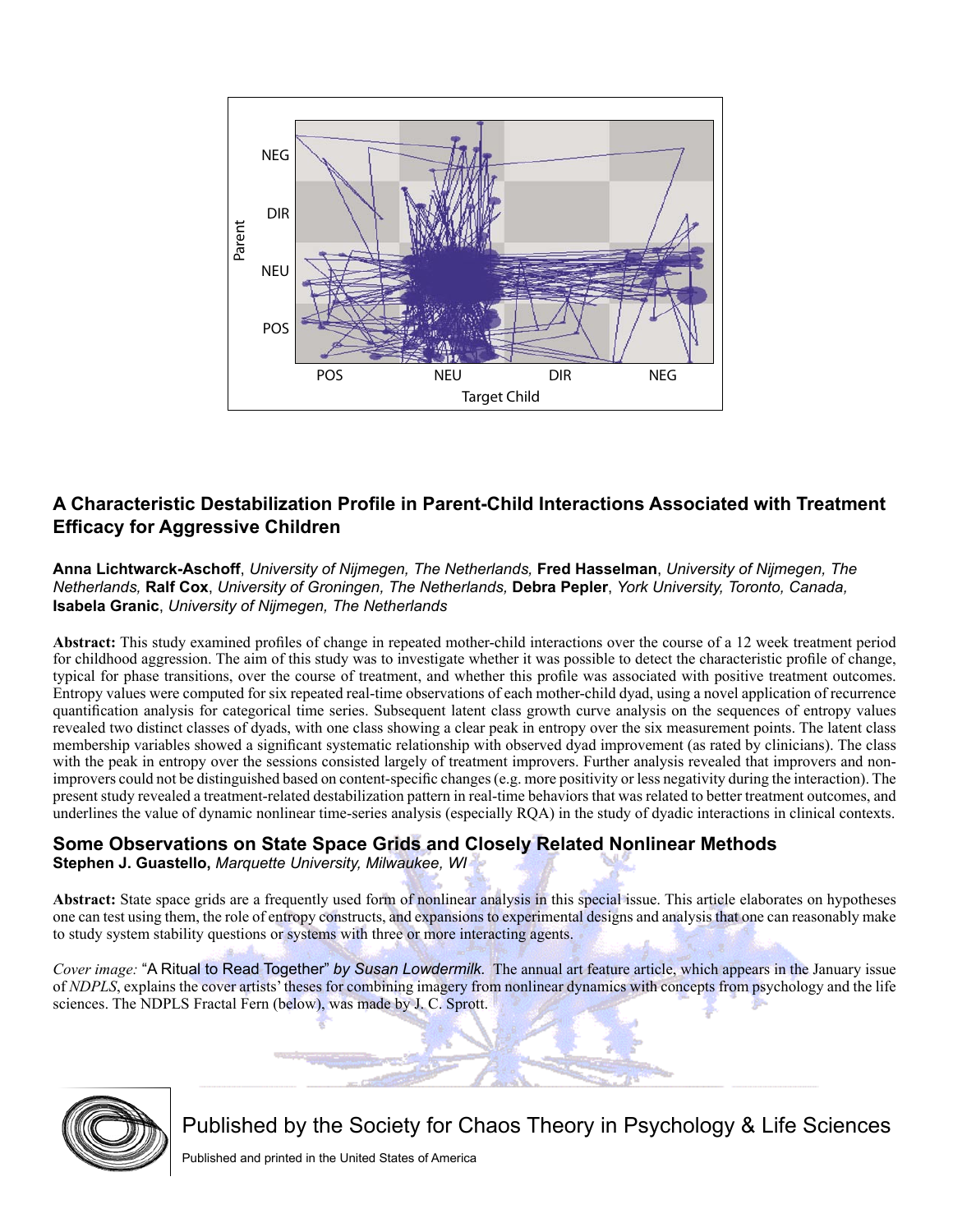NEG

DIR

NEU

POS

Parent

POS

NEU

DIR

NEG

Target Child

## A Characteristic Destabilization Profile in Parent-Child Interactions Associated with Treatment Efficacy for Aggressive Children

**Anna Lichtwarck-Aschoff**, *University of Nijmegen, The Netherlands,* **Fred Hasselman**, *University of Nijmegen, The Netherlands,* **Ralf Cox**, *University of Groningen, The Netherlands,* **Debra Pepler**, *York University, Toronto, Canada,* **Isabela Granic**, *University of Nijmegen, The Netherlands*

**Abstract:** This study examined profiles of change in repeated mother-child interactions over the course of a 12 week treatment period for childhood aggression. The aim of this study was to investigate whether it was possible to detect the characteristic profile of change, typical for phase transitions, over the course of treatment, and whether this profile was associated with positive treatment outcomes. Entropy values were computed for six repeated real-time observations of each mother-child dyad, using a novel application of recurrence quantification analysis for categorical time series. Subsequent latent class growth curve analysis on the sequences of entropy values revealed two distinct classes of dyads, with one class showing a clear peak in entropy over the six measurement points. The latent class membership variables showed a significant systematic relationship with observed dyad improvement (as rated by clinicians). The class with the peak in entropy over the sessions consisted largely of treatment improvers. Further analysis revealed that improvers and non-improvers could not be distinguished based on content-specific changes (e.g. more positivity or less negativity during the interaction). The present study revealed a treatment-related destabilization pattern in real-time behaviors that was related to better treatment outcomes, and underlines the value of dynamic nonlinear time-series analysis (especially RQA) in the study of dyadic interactions in clinical contexts.

## Some Observations on State Space Grids and Closely Related Nonlinear Methods

**Stephen J. Guastello,** *Marquette University, Milwaukee, WI*

**Abstract:** State space grids are a frequently used form of nonlinear analysis in this special issue. This article elaborates on hypotheses one can test using them, the role of entropy constructs, and expansions to experimental designs and analysis that one can reasonably make to study system stability questions or systems with three or more interacting agents.

*Cover image:* "A Ritual to Read Together" *by Susan Lowdermilk.* The annual art feature article, which appears in the January issue of *NDPLS*, explains the cover artists' theses for combining imagery from nonlinear dynamics with concepts from psychology and the life sciences. The NDPLS Fractal Fern (below), was made by J. C. Sprott.

Published by the Society for Chaos Theory in Psychology & Life Sciences

Published and printed in the United States of America